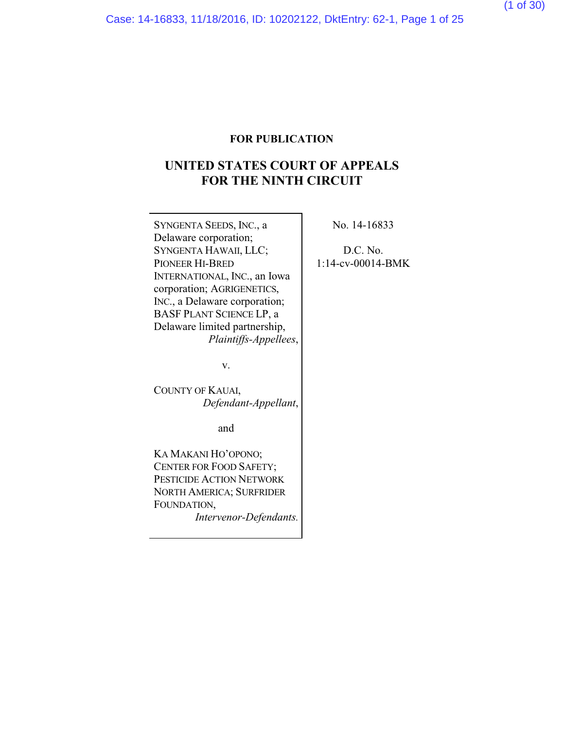**FOR PUBLICATION**

# UNITED STATES COURT OF APPEALS FOR THE NINTH CIRCUIT

SYNGENTA SEEDS, INC., a Delaware corporation; SYNGENTA HAWAII, LLC; PIONEER HI-BRED INTERNATIONAL, INC., an Iowa corporation; AGRIGENETICS, INC., a Delaware corporation; BASF PLANT SCIENCE LP, a Delaware limited partnership,
*Plaintiffs-Appellees*,

v.

COUNTY OF KAUAI,
*Defendant-Appellant*,

and

KA MAKANI HO'OPONO; CENTER FOR FOOD SAFETY; PESTICIDE ACTION NETWORK NORTH AMERICA; SURFRIDER FOUNDATION,
*Intervenor-Defendants.*

No. 14-16833

D.C. No. 1:14-cv-00014-BMK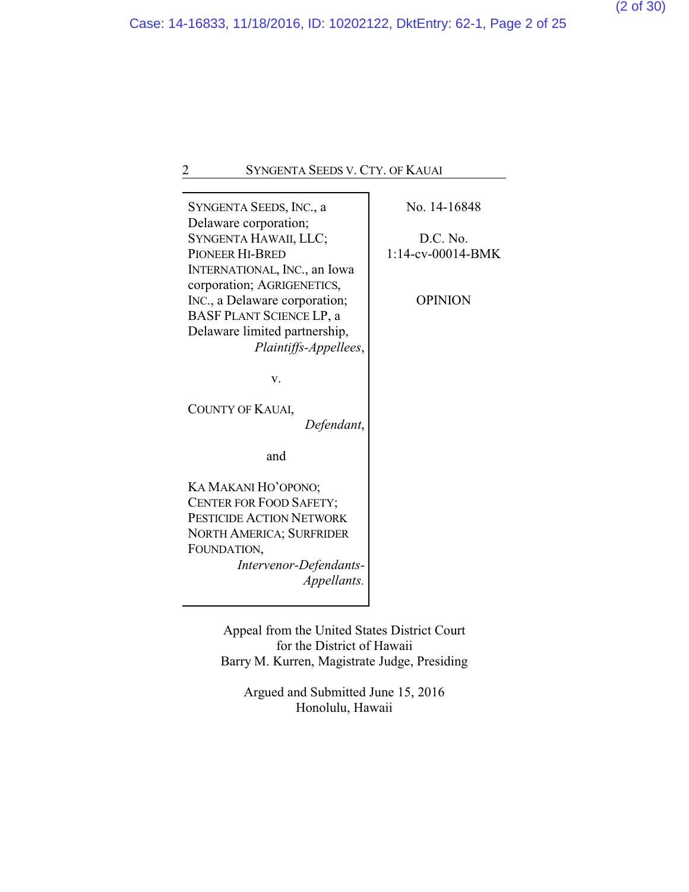SYNGENTA SEEDS, INC., a Delaware corporation; SYNGENTA HAWAII, LLC; PIONEER HI-BRED INTERNATIONAL, INC., an Iowa corporation; AGRIGENETICS, INC., a Delaware corporation; BASF PLANT SCIENCE LP, a Delaware limited partnership,
*Plaintiffs-Appellees*,

v.

COUNTY OF KAUAI,
*Defendant*,

and

KA MAKANI HO'OPONO; CENTER FOR FOOD SAFETY; PESTICIDE ACTION NETWORK NORTH AMERICA; SURFRIDER FOUNDATION,
*Intervenor-Defendants-Appellants*.

No. 14-16848

D.C. No.
1:14-cv-00014-BMK

OPINION

Appeal from the United States District Court
for the District of Hawaii
Barry M. Kurren, Magistrate Judge, Presiding

Argued and Submitted June 15, 2016
Honolulu, Hawaii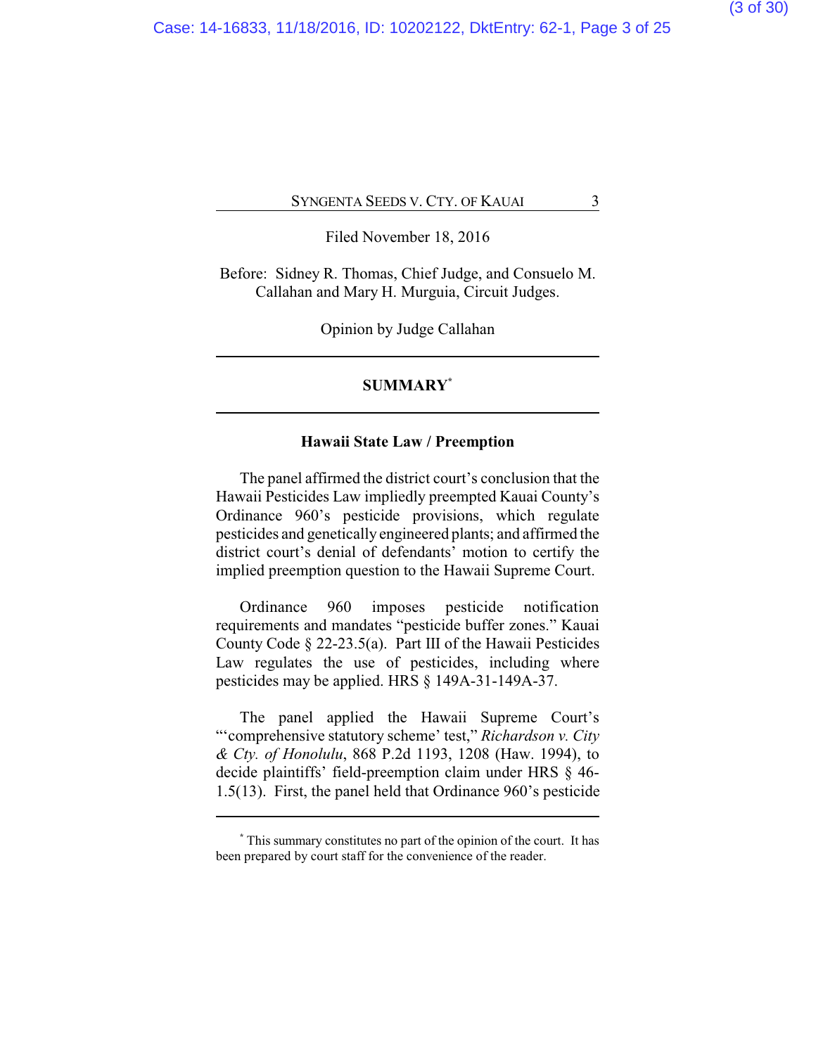Filed November 18, 2016

Before: Sidney R. Thomas, Chief Judge, and Consuelo M. Callahan and Mary H. Murguia, Circuit Judges.

Opinion by Judge Callahan

---

## SUMMARY[*]

---

### Hawaii State Law / Preemption

The panel affirmed the district court's conclusion that the Hawaii Pesticides Law impliedly preempted Kauai County's Ordinance 960's pesticide provisions, which regulate pesticides and genetically engineered plants; and affirmed the district court's denial of defendants' motion to certify the implied preemption question to the Hawaii Supreme Court.

Ordinance 960 imposes pesticide notification requirements and mandates "pesticide buffer zones." Kauai County Code § 22-23.5(a). Part III of the Hawaii Pesticides Law regulates the use of pesticides, including where pesticides may be applied. HRS § 149A-31-149A-37.

The panel applied the Hawaii Supreme Court's "'comprehensive statutory scheme' test," *Richardson v. City & Cty. of Honolulu*, 868 P.2d 1193, 1208 (Haw. 1994), to decide plaintiffs' field-preemption claim under HRS § 46-1.5(13). First, the panel held that Ordinance 960's pesticide

---

[*] This summary constitutes no part of the opinion of the court. It has been prepared by court staff for the convenience of the reader.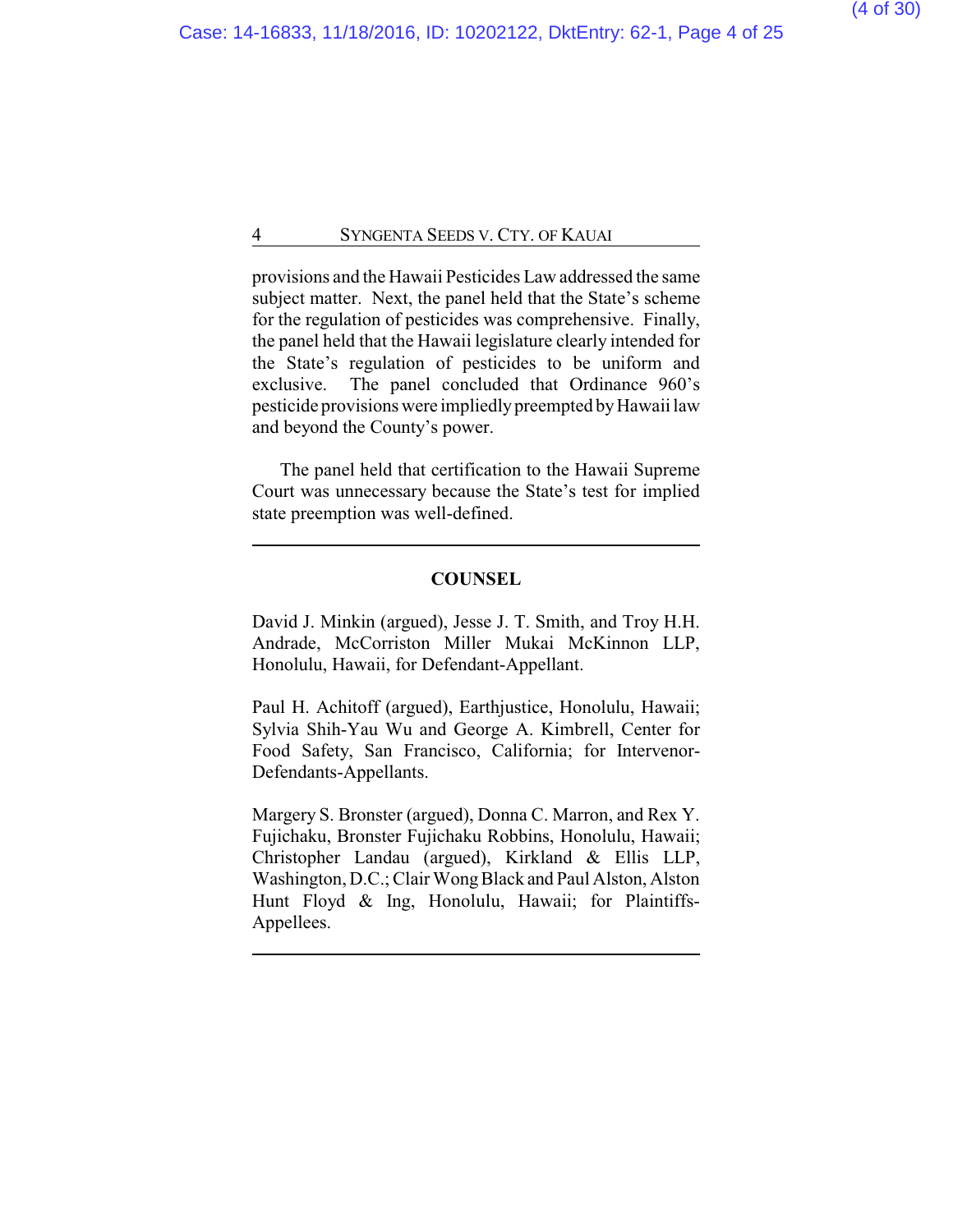provisions and the Hawaii Pesticides Law addressed the same subject matter. Next, the panel held that the State's scheme for the regulation of pesticides was comprehensive. Finally, the panel held that the Hawaii legislature clearly intended for the State's regulation of pesticides to be uniform and exclusive. The panel concluded that Ordinance 960's pesticide provisions were impliedly preempted by Hawaii law and beyond the County's power.

The panel held that certification to the Hawaii Supreme Court was unnecessary because the State's test for implied state preemption was well-defined.

---

## COUNSEL

David J. Minkin (argued), Jesse J. T. Smith, and Troy H.H. Andrade, McCorriston Miller Mukai McKinnon LLP, Honolulu, Hawaii, for Defendant-Appellant.

Paul H. Achitoff (argued), Earthjustice, Honolulu, Hawaii; Sylvia Shih-Yau Wu and George A. Kimbrell, Center for Food Safety, San Francisco, California; for Intervenor-Defendants-Appellants.

Margery S. Bronster (argued), Donna C. Marron, and Rex Y. Fujichaku, Bronster Fujichaku Robbins, Honolulu, Hawaii; Christopher Landau (argued), Kirkland & Ellis LLP, Washington, D.C.; Clair Wong Black and Paul Alston, Alston Hunt Floyd & Ing, Honolulu, Hawaii; for Plaintiffs-Appellees.

---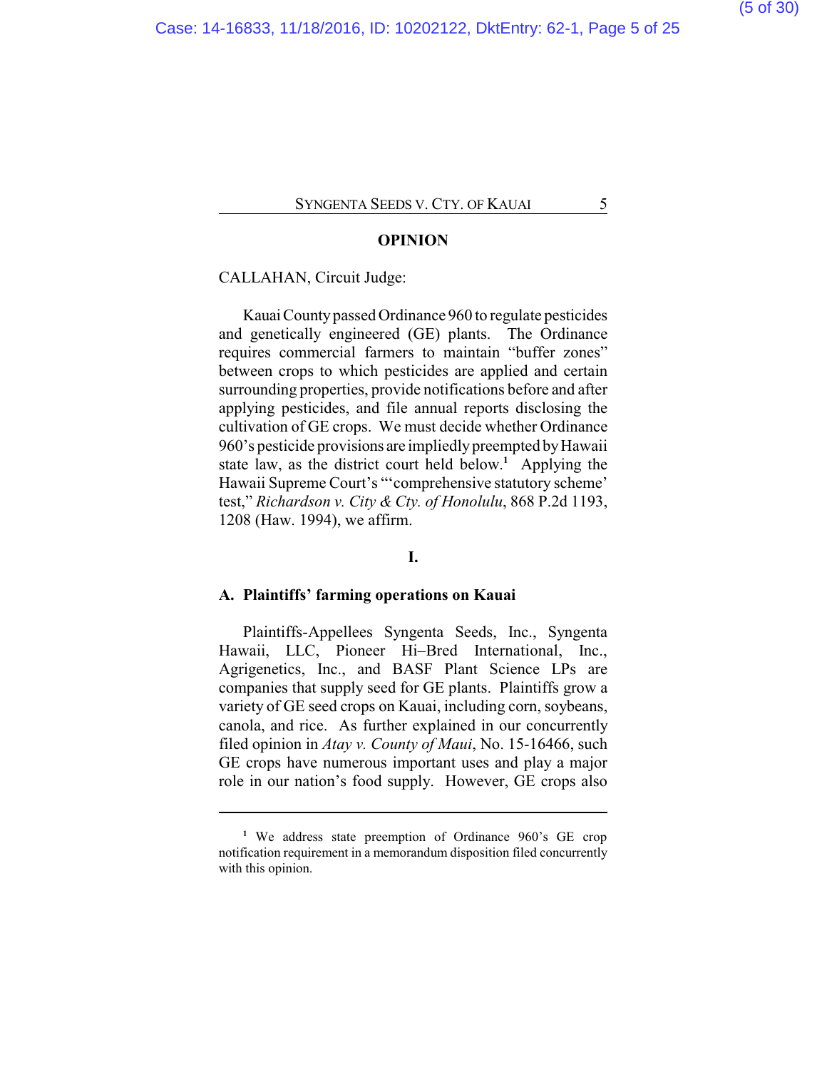## OPINION

CALLAHAN, Circuit Judge:

Kauai County passed Ordinance 960 to regulate pesticides and genetically engineered (GE) plants. The Ordinance requires commercial farmers to maintain "buffer zones" between crops to which pesticides are applied and certain surrounding properties, provide notifications before and after applying pesticides, and file annual reports disclosing the cultivation of GE crops. We must decide whether Ordinance 960's pesticide provisions are impliedly preempted by Hawaii state law, as the district court held below.[1] Applying the Hawaii Supreme Court's "'comprehensive statutory scheme' test," *Richardson v. City & Cty. of Honolulu*, 868 P.2d 1193, 1208 (Haw. 1994), we affirm.

### I.

### A. Plaintiffs' farming operations on Kauai

Plaintiffs-Appellees Syngenta Seeds, Inc., Syngenta Hawaii, LLC, Pioneer Hi–Bred International, Inc., Agrigenetics, Inc., and BASF Plant Science LPs are companies that supply seed for GE plants. Plaintiffs grow a variety of GE seed crops on Kauai, including corn, soybeans, canola, and rice. As further explained in our concurrently filed opinion in *Atay v. County of Maui*, No. 15-16466, such GE crops have numerous important uses and play a major role in our nation's food supply. However, GE crops also

---

[1] We address state preemption of Ordinance 960's GE crop notification requirement in a memorandum disposition filed concurrently with this opinion.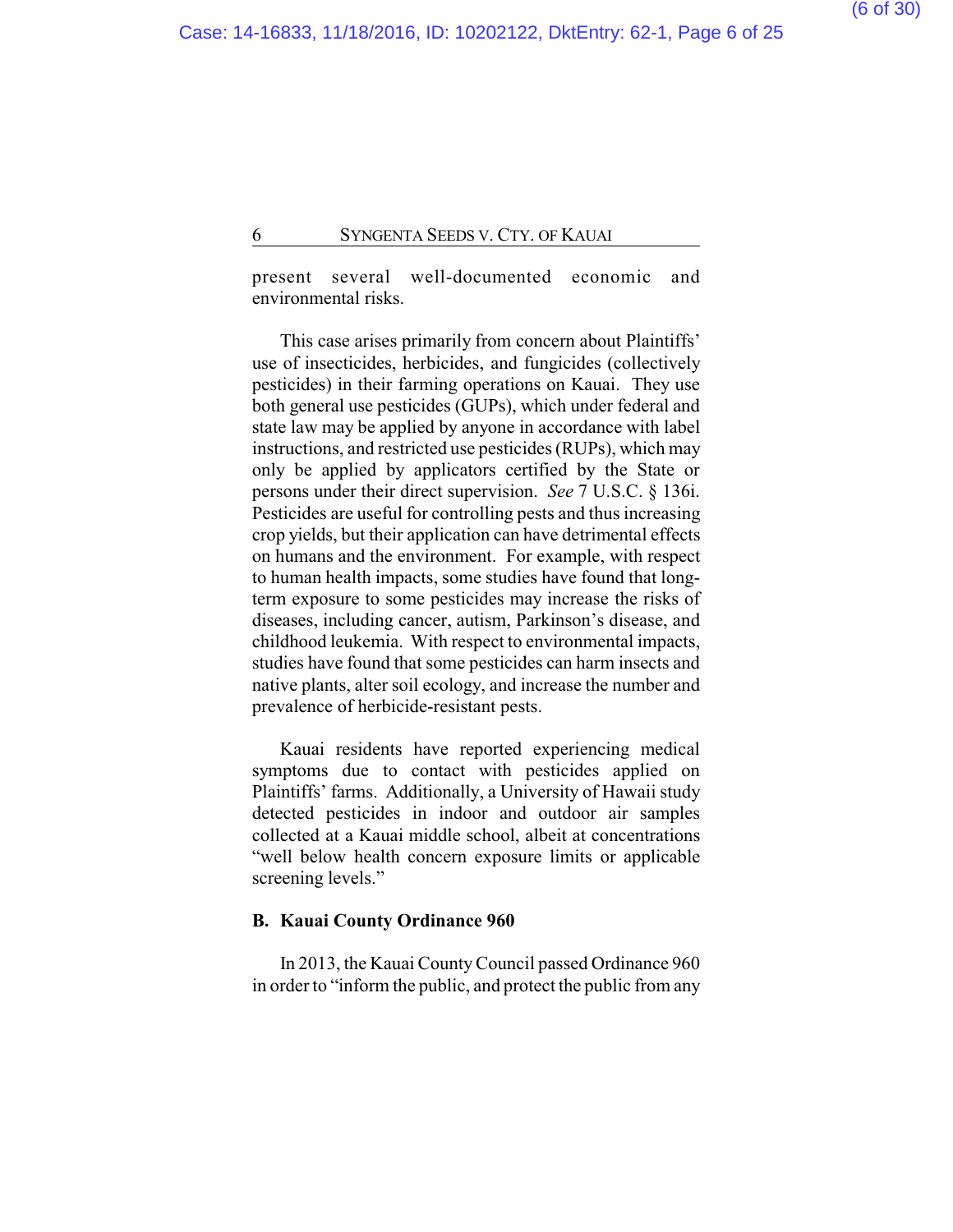present several well-documented economic and environmental risks.

This case arises primarily from concern about Plaintiffs' use of insecticides, herbicides, and fungicides (collectively pesticides) in their farming operations on Kauai. They use both general use pesticides (GUPs), which under federal and state law may be applied by anyone in accordance with label instructions, and restricted use pesticides (RUPs), which may only be applied by applicators certified by the State or persons under their direct supervision. *See* 7 U.S.C. § 136i. Pesticides are useful for controlling pests and thus increasing crop yields, but their application can have detrimental effects on humans and the environment. For example, with respect to human health impacts, some studies have found that long-term exposure to some pesticides may increase the risks of diseases, including cancer, autism, Parkinson's disease, and childhood leukemia. With respect to environmental impacts, studies have found that some pesticides can harm insects and native plants, alter soil ecology, and increase the number and prevalence of herbicide-resistant pests.

Kauai residents have reported experiencing medical symptoms due to contact with pesticides applied on Plaintiffs' farms. Additionally, a University of Hawaii study detected pesticides in indoor and outdoor air samples collected at a Kauai middle school, albeit at concentrations "well below health concern exposure limits or applicable screening levels."

### B. Kauai County Ordinance 960

In 2013, the Kauai County Council passed Ordinance 960 in order to "inform the public, and protect the public from any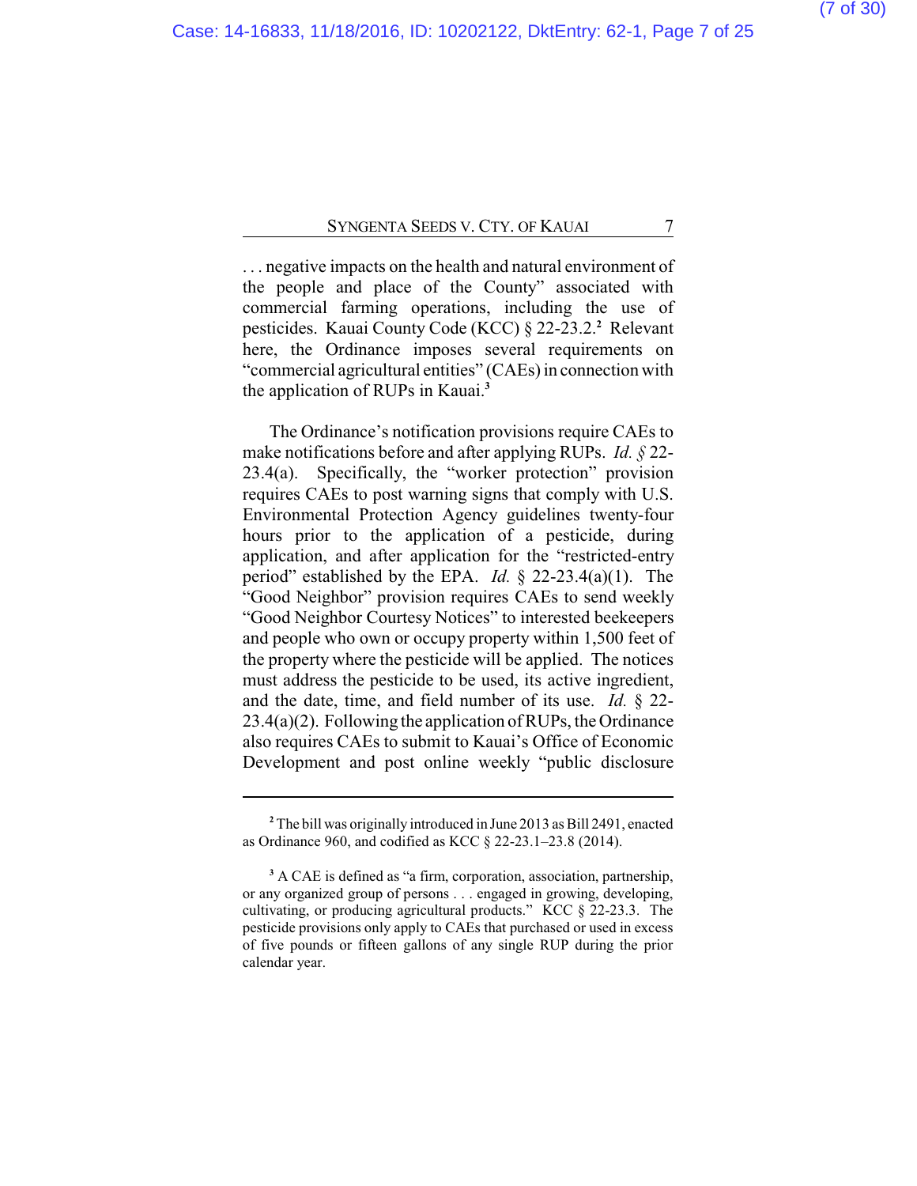. . . negative impacts on the health and natural environment of the people and place of the County" associated with commercial farming operations, including the use of pesticides. Kauai County Code (KCC) § 22-23.2.[2] Relevant here, the Ordinance imposes several requirements on "commercial agricultural entities" (CAEs) in connection with the application of RUPs in Kauai.[3]

The Ordinance's notification provisions require CAEs to make notifications before and after applying RUPs. *Id. §* 22-23.4(a). Specifically, the "worker protection" provision requires CAEs to post warning signs that comply with U.S. Environmental Protection Agency guidelines twenty-four hours prior to the application of a pesticide, during application, and after application for the "restricted-entry period" established by the EPA. *Id.* § 22-23.4(a)(1). The "Good Neighbor" provision requires CAEs to send weekly "Good Neighbor Courtesy Notices" to interested beekeepers and people who own or occupy property within 1,500 feet of the property where the pesticide will be applied. The notices must address the pesticide to be used, its active ingredient, and the date, time, and field number of its use. *Id.* § 22-23.4(a)(2). Following the application of RUPs, the Ordinance also requires CAEs to submit to Kauai's Office of Economic Development and post online weekly "public disclosure

---

[2] The bill was originally introduced in June 2013 as Bill 2491, enacted as Ordinance 960, and codified as KCC § 22-23.1–23.8 (2014).

[3] A CAE is defined as "a firm, corporation, association, partnership, or any organized group of persons . . . engaged in growing, developing, cultivating, or producing agricultural products." KCC § 22-23.3. The pesticide provisions only apply to CAEs that purchased or used in excess of five pounds or fifteen gallons of any single RUP during the prior calendar year.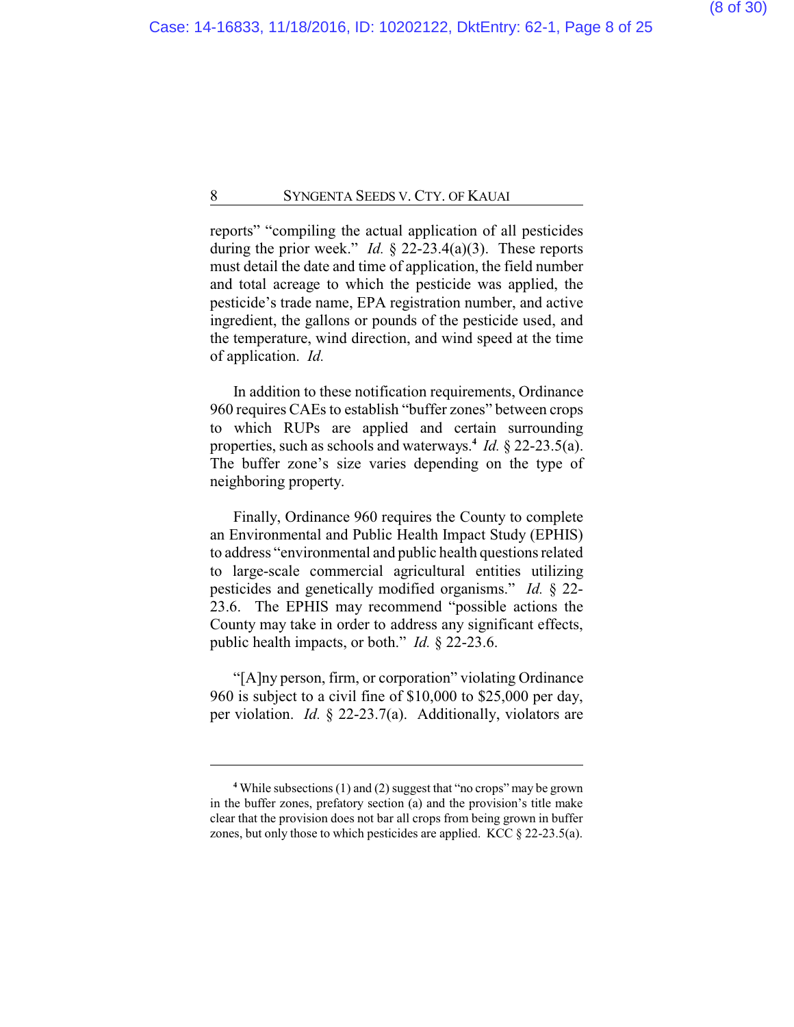reports" "compiling the actual application of all pesticides during the prior week." *Id.* § 22-23.4(a)(3). These reports must detail the date and time of application, the field number and total acreage to which the pesticide was applied, the pesticide's trade name, EPA registration number, and active ingredient, the gallons or pounds of the pesticide used, and the temperature, wind direction, and wind speed at the time of application. *Id.*

In addition to these notification requirements, Ordinance 960 requires CAEs to establish "buffer zones" between crops to which RUPs are applied and certain surrounding properties, such as schools and waterways.[4] *Id.* § 22-23.5(a). The buffer zone's size varies depending on the type of neighboring property.

Finally, Ordinance 960 requires the County to complete an Environmental and Public Health Impact Study (EPHIS) to address "environmental and public health questions related to large-scale commercial agricultural entities utilizing pesticides and genetically modified organisms." *Id.* § 22-23.6. The EPHIS may recommend "possible actions the County may take in order to address any significant effects, public health impacts, or both." *Id.* § 22-23.6.

"[A]ny person, firm, or corporation" violating Ordinance 960 is subject to a civil fine of $10,000 to $25,000 per day, per violation. *Id.* § 22-23.7(a). Additionally, violators are

---

[4] While subsections (1) and (2) suggest that "no crops" may be grown in the buffer zones, prefatory section (a) and the provision's title make clear that the provision does not bar all crops from being grown in buffer zones, but only those to which pesticides are applied. KCC § 22-23.5(a).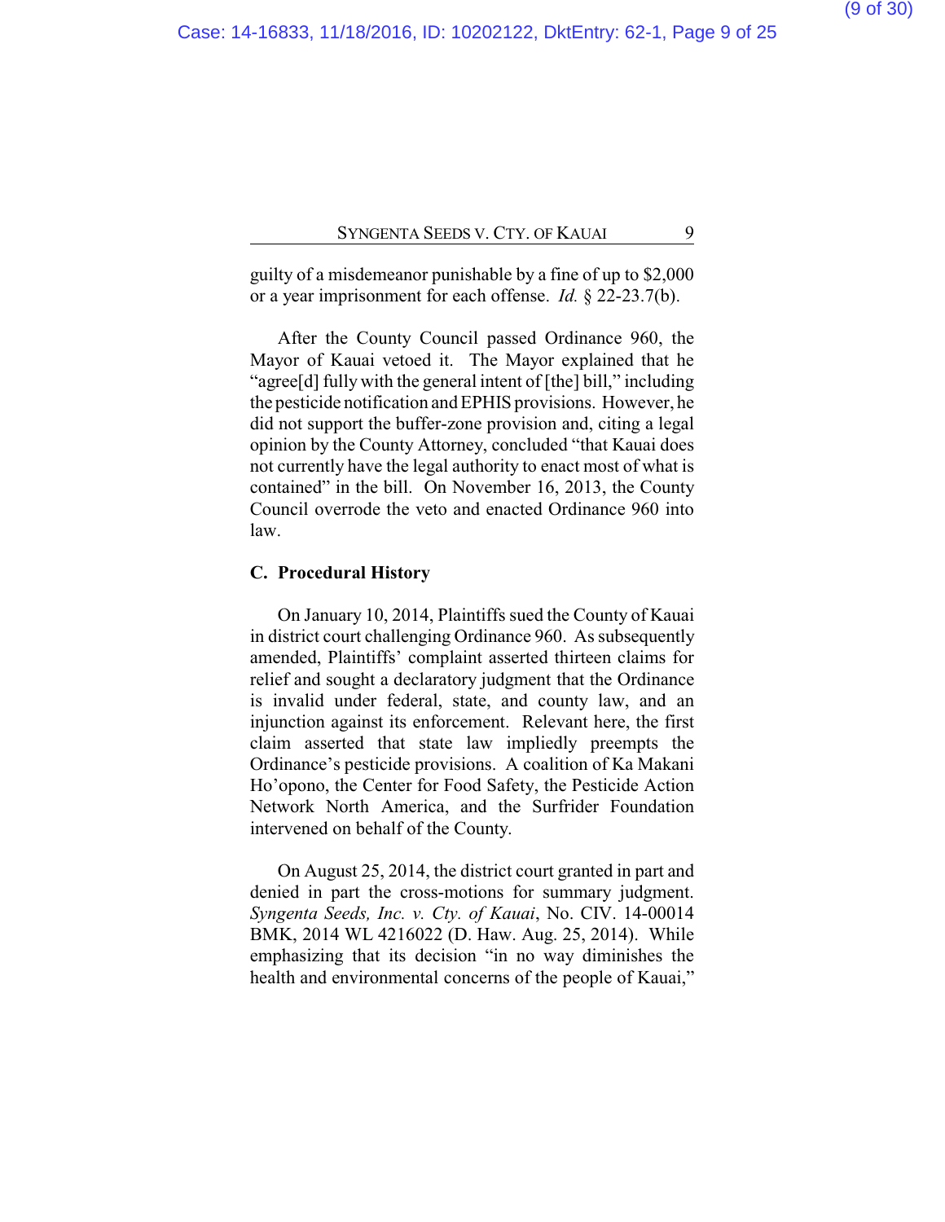guilty of a misdemeanor punishable by a fine of up to $2,000 or a year imprisonment for each offense. *Id.* § 22-23.7(b).

After the County Council passed Ordinance 960, the Mayor of Kauai vetoed it. The Mayor explained that he "agree[d] fully with the general intent of [the] bill," including the pesticide notification and EPHIS provisions. However, he did not support the buffer-zone provision and, citing a legal opinion by the County Attorney, concluded "that Kauai does not currently have the legal authority to enact most of what is contained" in the bill. On November 16, 2013, the County Council overrode the veto and enacted Ordinance 960 into law.

### C. Procedural History

On January 10, 2014, Plaintiffs sued the County of Kauai in district court challenging Ordinance 960. As subsequently amended, Plaintiffs' complaint asserted thirteen claims for relief and sought a declaratory judgment that the Ordinance is invalid under federal, state, and county law, and an injunction against its enforcement. Relevant here, the first claim asserted that state law impliedly preempts the Ordinance's pesticide provisions. A coalition of Ka Makani Ho'opono, the Center for Food Safety, the Pesticide Action Network North America, and the Surfrider Foundation intervened on behalf of the County.

On August 25, 2014, the district court granted in part and denied in part the cross-motions for summary judgment. *Syngenta Seeds, Inc. v. Cty. of Kauai*, No. CIV. 14-00014 BMK, 2014 WL 4216022 (D. Haw. Aug. 25, 2014). While emphasizing that its decision "in no way diminishes the health and environmental concerns of the people of Kauai,"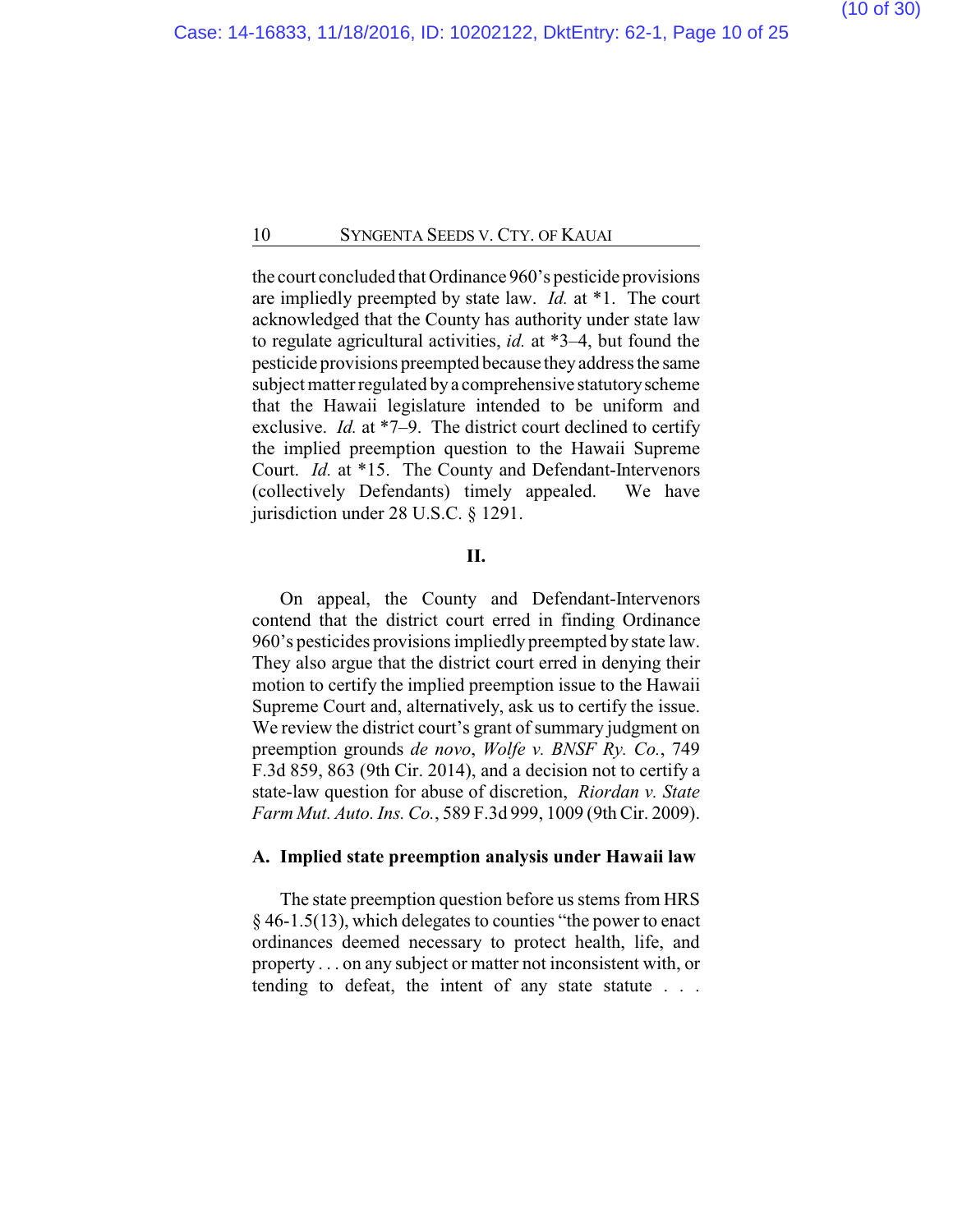the court concluded that Ordinance 960's pesticide provisions are impliedly preempted by state law. *Id.* at *1. The court acknowledged that the County has authority under state law to regulate agricultural activities, *id.* at *3–4, but found the pesticide provisions preempted because they address the same subject matter regulated by a comprehensive statutory scheme that the Hawaii legislature intended to be uniform and exclusive. *Id.* at *7–9. The district court declined to certify the implied preemption question to the Hawaii Supreme Court. *Id.* at *15. The County and Defendant-Intervenors (collectively Defendants) timely appealed. We have jurisdiction under 28 U.S.C. § 1291.

## II.

On appeal, the County and Defendant-Intervenors contend that the district court erred in finding Ordinance 960's pesticides provisions impliedly preempted by state law. They also argue that the district court erred in denying their motion to certify the implied preemption issue to the Hawaii Supreme Court and, alternatively, ask us to certify the issue. We review the district court's grant of summary judgment on preemption grounds *de novo*, *Wolfe v. BNSF Ry. Co.*, 749 F.3d 859, 863 (9th Cir. 2014), and a decision not to certify a state-law question for abuse of discretion, *Riordan v. State Farm Mut. Auto. Ins. Co.*, 589 F.3d 999, 1009 (9th Cir. 2009).

### A. Implied state preemption analysis under Hawaii law

The state preemption question before us stems from HRS § 46-1.5(13), which delegates to counties "the power to enact ordinances deemed necessary to protect health, life, and property . . . on any subject or matter not inconsistent with, or tending to defeat, the intent of any state statute . . .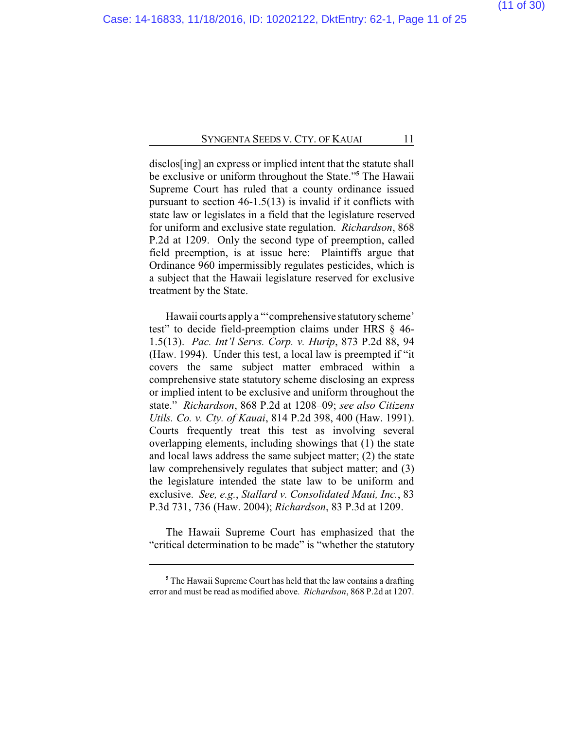disclos[ing] an express or implied intent that the statute shall be exclusive or uniform throughout the State."[5] The Hawaii Supreme Court has ruled that a county ordinance issued pursuant to section 46-1.5(13) is invalid if it conflicts with state law or legislates in a field that the legislature reserved for uniform and exclusive state regulation. *Richardson*, 868 P.2d at 1209. Only the second type of preemption, called field preemption, is at issue here: Plaintiffs argue that Ordinance 960 impermissibly regulates pesticides, which is a subject that the Hawaii legislature reserved for exclusive treatment by the State.

Hawaii courts apply a "'comprehensive statutory scheme' test" to decide field-preemption claims under HRS § 46-1.5(13). *Pac. Int'l Servs. Corp. v. Hurip*, 873 P.2d 88, 94 (Haw. 1994). Under this test, a local law is preempted if "it covers the same subject matter embraced within a comprehensive state statutory scheme disclosing an express or implied intent to be exclusive and uniform throughout the state." *Richardson*, 868 P.2d at 1208–09; *see also Citizens Utils. Co. v. Cty. of Kauai*, 814 P.2d 398, 400 (Haw. 1991). Courts frequently treat this test as involving several overlapping elements, including showings that (1) the state and local laws address the same subject matter; (2) the state law comprehensively regulates that subject matter; and (3) the legislature intended the state law to be uniform and exclusive. *See, e.g.*, *Stallard v. Consolidated Maui, Inc.*, 83 P.3d 731, 736 (Haw. 2004); *Richardson*, 83 P.3d at 1209.

The Hawaii Supreme Court has emphasized that the "critical determination to be made" is "whether the statutory

[5] The Hawaii Supreme Court has held that the law contains a drafting error and must be read as modified above. *Richardson*, 868 P.2d at 1207.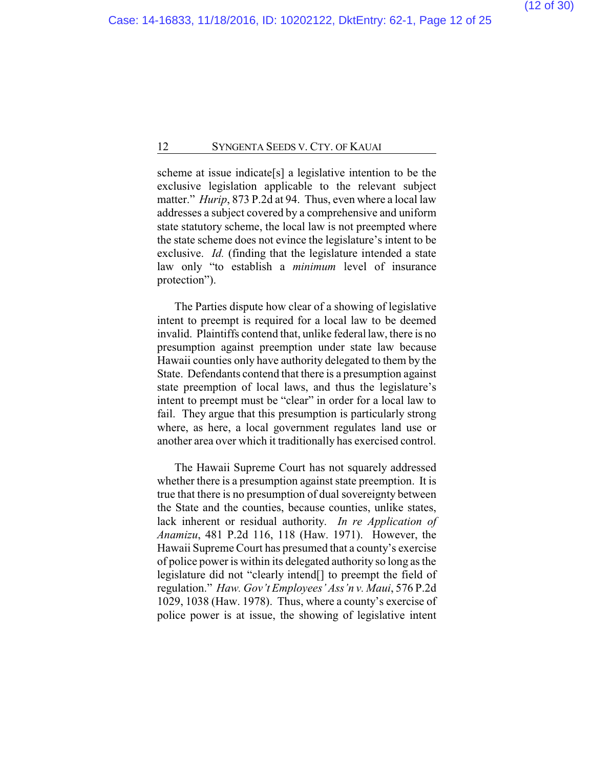scheme at issue indicate[s] a legislative intention to be the exclusive legislation applicable to the relevant subject matter." *Hurip*, 873 P.2d at 94. Thus, even where a local law addresses a subject covered by a comprehensive and uniform state statutory scheme, the local law is not preempted where the state scheme does not evince the legislature's intent to be exclusive. *Id.* (finding that the legislature intended a state law only "to establish a *minimum* level of insurance protection").

The Parties dispute how clear of a showing of legislative intent to preempt is required for a local law to be deemed invalid. Plaintiffs contend that, unlike federal law, there is no presumption against preemption under state law because Hawaii counties only have authority delegated to them by the State. Defendants contend that there is a presumption against state preemption of local laws, and thus the legislature's intent to preempt must be "clear" in order for a local law to fail. They argue that this presumption is particularly strong where, as here, a local government regulates land use or another area over which it traditionally has exercised control.

The Hawaii Supreme Court has not squarely addressed whether there is a presumption against state preemption. It is true that there is no presumption of dual sovereignty between the State and the counties, because counties, unlike states, lack inherent or residual authority. *In re Application of Anamizu*, 481 P.2d 116, 118 (Haw. 1971). However, the Hawaii Supreme Court has presumed that a county's exercise of police power is within its delegated authority so long as the legislature did not "clearly intend[] to preempt the field of regulation." *Haw. Gov't Employees' Ass'n v. Maui*, 576 P.2d 1029, 1038 (Haw. 1978). Thus, where a county's exercise of police power is at issue, the showing of legislative intent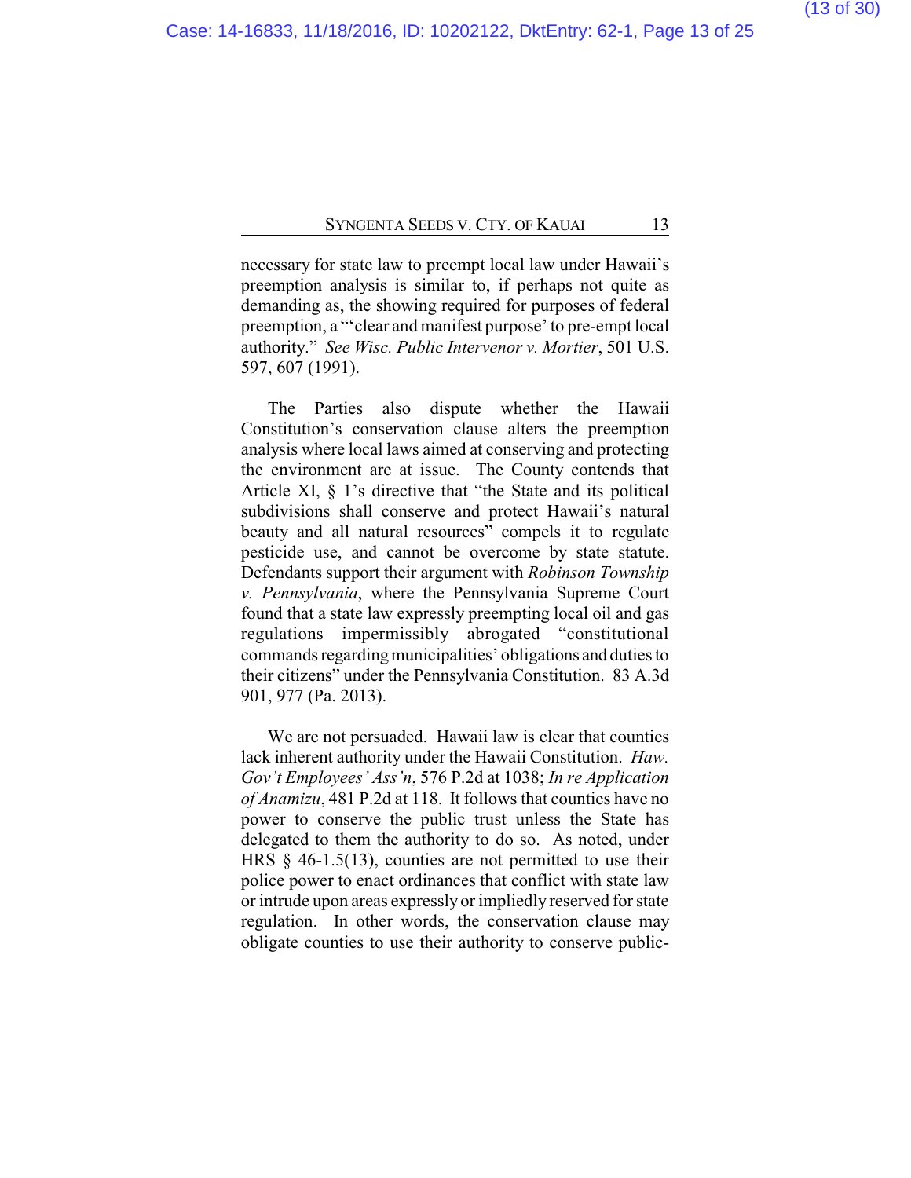necessary for state law to preempt local law under Hawaii's preemption analysis is similar to, if perhaps not quite as demanding as, the showing required for purposes of federal preemption, a "'clear and manifest purpose' to pre-empt local authority." *See Wisc. Public Intervenor v. Mortier*, 501 U.S. 597, 607 (1991).

The Parties also dispute whether the Hawaii Constitution's conservation clause alters the preemption analysis where local laws aimed at conserving and protecting the environment are at issue. The County contends that Article XI, § 1's directive that "the State and its political subdivisions shall conserve and protect Hawaii's natural beauty and all natural resources" compels it to regulate pesticide use, and cannot be overcome by state statute. Defendants support their argument with *Robinson Township v. Pennsylvania*, where the Pennsylvania Supreme Court found that a state law expressly preempting local oil and gas regulations impermissibly abrogated "constitutional commands regarding municipalities' obligations and duties to their citizens" under the Pennsylvania Constitution. 83 A.3d 901, 977 (Pa. 2013).

We are not persuaded. Hawaii law is clear that counties lack inherent authority under the Hawaii Constitution. *Haw. Gov't Employees' Ass'n*, 576 P.2d at 1038; *In re Application of Anamizu*, 481 P.2d at 118. It follows that counties have no power to conserve the public trust unless the State has delegated to them the authority to do so. As noted, under HRS § 46-1.5(13), counties are not permitted to use their police power to enact ordinances that conflict with state law or intrude upon areas expressly or impliedly reserved for state regulation. In other words, the conservation clause may obligate counties to use their authority to conserve public-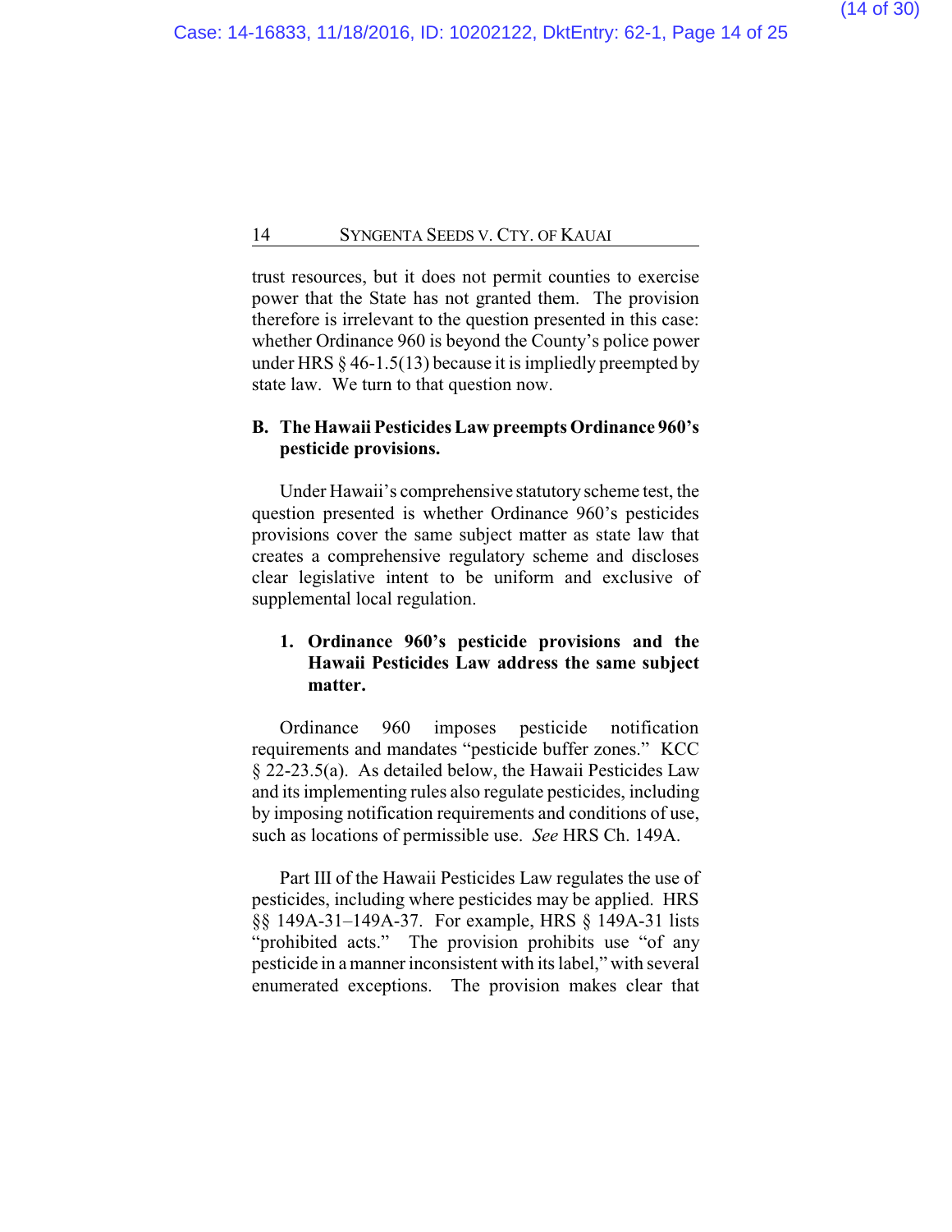trust resources, but it does not permit counties to exercise power that the State has not granted them. The provision therefore is irrelevant to the question presented in this case: whether Ordinance 960 is beyond the County's police power under HRS § 46-1.5(13) because it is impliedly preempted by state law. We turn to that question now.

### B. The Hawaii Pesticides Law preempts Ordinance 960's pesticide provisions.

Under Hawaii's comprehensive statutory scheme test, the question presented is whether Ordinance 960's pesticides provisions cover the same subject matter as state law that creates a comprehensive regulatory scheme and discloses clear legislative intent to be uniform and exclusive of supplemental local regulation.

#### 1. Ordinance 960's pesticide provisions and the Hawaii Pesticides Law address the same subject matter.

Ordinance 960 imposes pesticide notification requirements and mandates "pesticide buffer zones." KCC § 22-23.5(a). As detailed below, the Hawaii Pesticides Law and its implementing rules also regulate pesticides, including by imposing notification requirements and conditions of use, such as locations of permissible use. *See* HRS Ch. 149A.

Part III of the Hawaii Pesticides Law regulates the use of pesticides, including where pesticides may be applied. HRS §§ 149A-31–149A-37. For example, HRS § 149A-31 lists "prohibited acts." The provision prohibits use "of any pesticide in a manner inconsistent with its label," with several enumerated exceptions. The provision makes clear that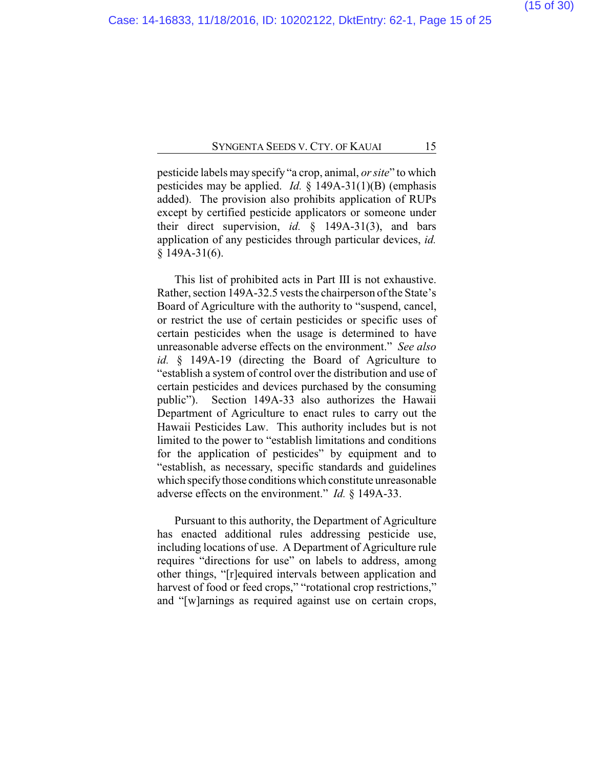pesticide labels may specify "a crop, animal, *or site*" to which pesticides may be applied. *Id.* § 149A-31(1)(B) (emphasis added). The provision also prohibits application of RUPs except by certified pesticide applicators or someone under their direct supervision, *id.* § 149A-31(3), and bars application of any pesticides through particular devices, *id.* § 149A-31(6).

This list of prohibited acts in Part III is not exhaustive. Rather, section 149A-32.5 vests the chairperson of the State's Board of Agriculture with the authority to "suspend, cancel, or restrict the use of certain pesticides or specific uses of certain pesticides when the usage is determined to have unreasonable adverse effects on the environment." *See also id.* § 149A-19 (directing the Board of Agriculture to "establish a system of control over the distribution and use of certain pesticides and devices purchased by the consuming public"). Section 149A-33 also authorizes the Hawaii Department of Agriculture to enact rules to carry out the Hawaii Pesticides Law. This authority includes but is not limited to the power to "establish limitations and conditions for the application of pesticides" by equipment and to "establish, as necessary, specific standards and guidelines which specify those conditions which constitute unreasonable adverse effects on the environment." *Id.* § 149A-33.

Pursuant to this authority, the Department of Agriculture has enacted additional rules addressing pesticide use, including locations of use. A Department of Agriculture rule requires "directions for use" on labels to address, among other things, "[r]equired intervals between application and harvest of food or feed crops," "rotational crop restrictions," and "[w]arnings as required against use on certain crops,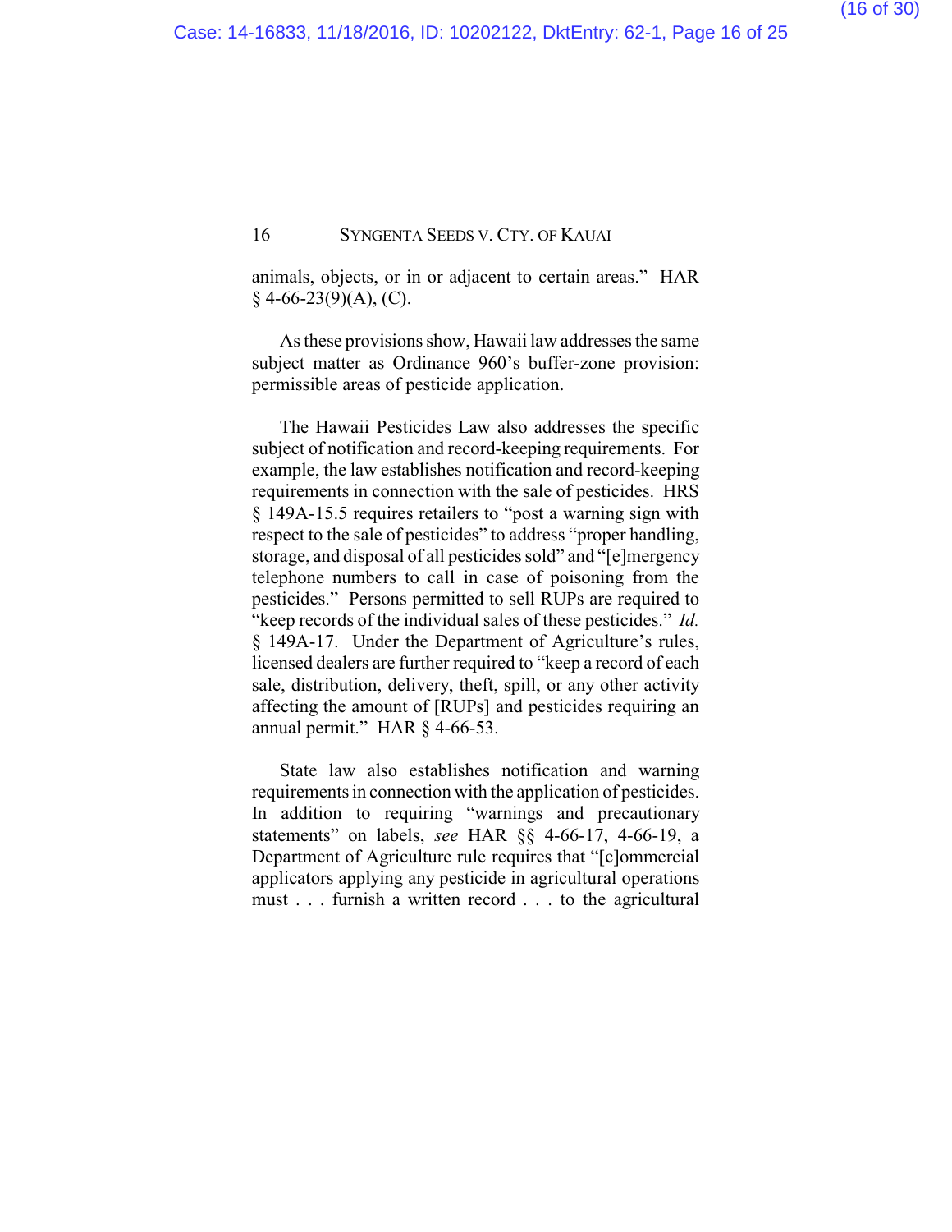animals, objects, or in or adjacent to certain areas." HAR § 4-66-23(9)(A), (C).

As these provisions show, Hawaii law addresses the same subject matter as Ordinance 960's buffer-zone provision: permissible areas of pesticide application.

The Hawaii Pesticides Law also addresses the specific subject of notification and record-keeping requirements. For example, the law establishes notification and record-keeping requirements in connection with the sale of pesticides. HRS § 149A-15.5 requires retailers to "post a warning sign with respect to the sale of pesticides" to address "proper handling, storage, and disposal of all pesticides sold" and "[e]mergency telephone numbers to call in case of poisoning from the pesticides." Persons permitted to sell RUPs are required to "keep records of the individual sales of these pesticides." *Id.* § 149A-17. Under the Department of Agriculture's rules, licensed dealers are further required to "keep a record of each sale, distribution, delivery, theft, spill, or any other activity affecting the amount of [RUPs] and pesticides requiring an annual permit." HAR § 4-66-53.

State law also establishes notification and warning requirements in connection with the application of pesticides. In addition to requiring "warnings and precautionary statements" on labels, *see* HAR §§ 4-66-17, 4-66-19, a Department of Agriculture rule requires that "[c]ommercial applicators applying any pesticide in agricultural operations must . . . furnish a written record . . . to the agricultural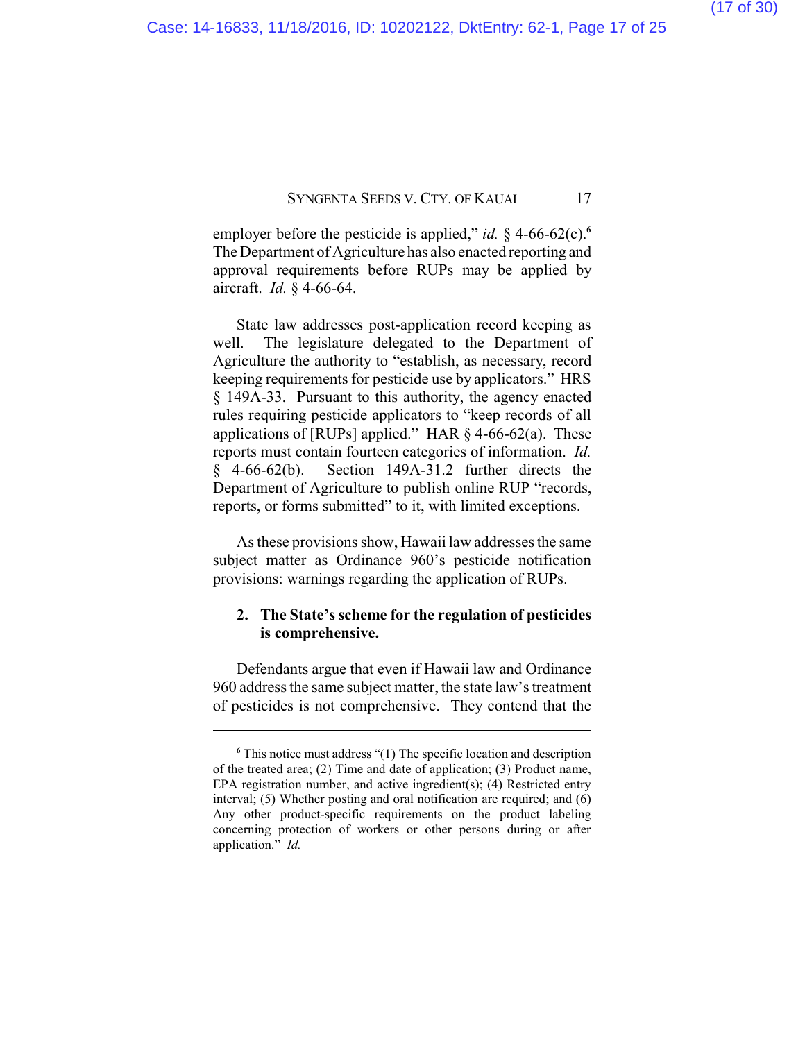employer before the pesticide is applied," *id.* § 4-66-62(c).[6] The Department of Agriculture has also enacted reporting and approval requirements before RUPs may be applied by aircraft. *Id.* § 4-66-64.

State law addresses post-application record keeping as well. The legislature delegated to the Department of Agriculture the authority to "establish, as necessary, record keeping requirements for pesticide use by applicators." HRS § 149A-33. Pursuant to this authority, the agency enacted rules requiring pesticide applicators to "keep records of all applications of [RUPs] applied." HAR § 4-66-62(a). These reports must contain fourteen categories of information. *Id.* § 4-66-62(b). Section 149A-31.2 further directs the Department of Agriculture to publish online RUP "records, reports, or forms submitted" to it, with limited exceptions.

As these provisions show, Hawaii law addresses the same subject matter as Ordinance 960's pesticide notification provisions: warnings regarding the application of RUPs.

**2. The State's scheme for the regulation of pesticides is comprehensive.**

Defendants argue that even if Hawaii law and Ordinance 960 address the same subject matter, the state law's treatment of pesticides is not comprehensive. They contend that the

---

[6] This notice must address "(1) The specific location and description of the treated area; (2) Time and date of application; (3) Product name, EPA registration number, and active ingredient(s); (4) Restricted entry interval; (5) Whether posting and oral notification are required; and (6) Any other product-specific requirements on the product labeling concerning protection of workers or other persons during or after application." *Id.*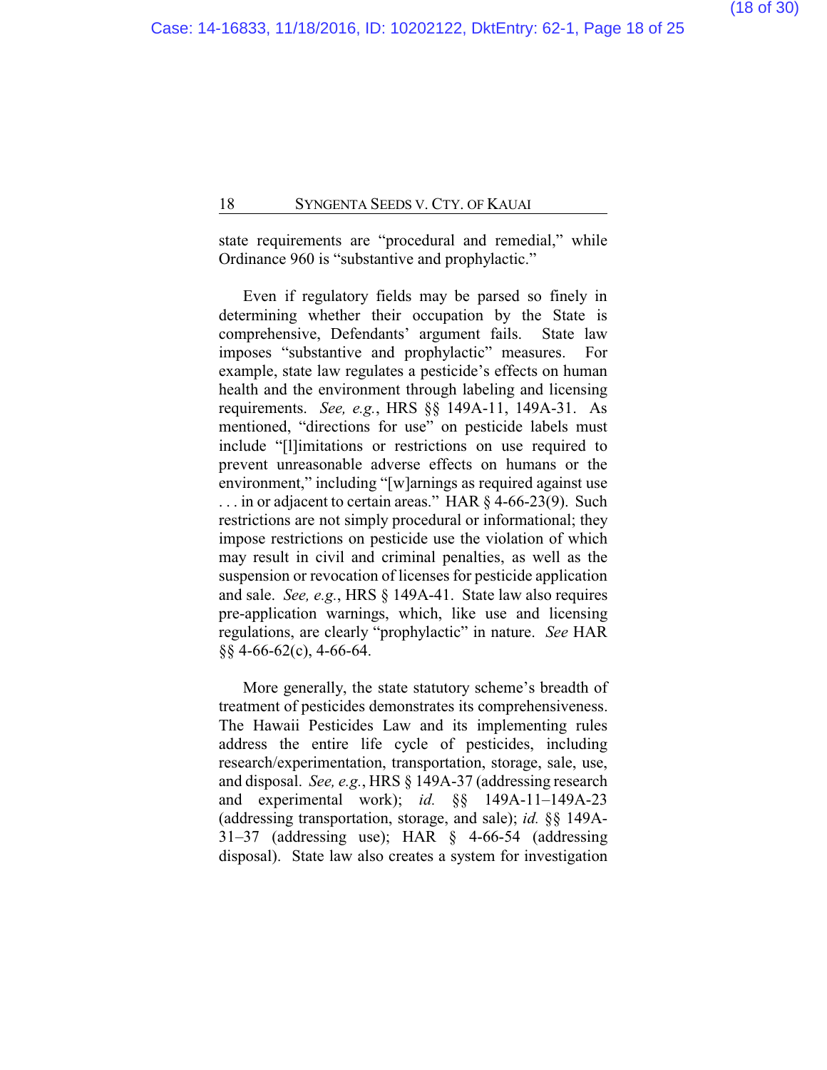state requirements are "procedural and remedial," while Ordinance 960 is "substantive and prophylactic."

Even if regulatory fields may be parsed so finely in determining whether their occupation by the State is comprehensive, Defendants' argument fails. State law imposes "substantive and prophylactic" measures. For example, state law regulates a pesticide's effects on human health and the environment through labeling and licensing requirements. *See, e.g.*, HRS §§ 149A-11, 149A-31. As mentioned, "directions for use" on pesticide labels must include "[l]imitations or restrictions on use required to prevent unreasonable adverse effects on humans or the environment," including "[w]arnings as required against use . . . in or adjacent to certain areas." HAR § 4-66-23(9). Such restrictions are not simply procedural or informational; they impose restrictions on pesticide use the violation of which may result in civil and criminal penalties, as well as the suspension or revocation of licenses for pesticide application and sale. *See, e.g.*, HRS § 149A-41. State law also requires pre-application warnings, which, like use and licensing regulations, are clearly "prophylactic" in nature. *See* HAR §§ 4-66-62(c), 4-66-64.

More generally, the state statutory scheme's breadth of treatment of pesticides demonstrates its comprehensiveness. The Hawaii Pesticides Law and its implementing rules address the entire life cycle of pesticides, including research/experimentation, transportation, storage, sale, use, and disposal. *See, e.g.*, HRS § 149A-37 (addressing research and experimental work); *id.* §§ 149A-11–149A-23 (addressing transportation, storage, and sale); *id.* §§ 149A-31–37 (addressing use); HAR § 4-66-54 (addressing disposal). State law also creates a system for investigation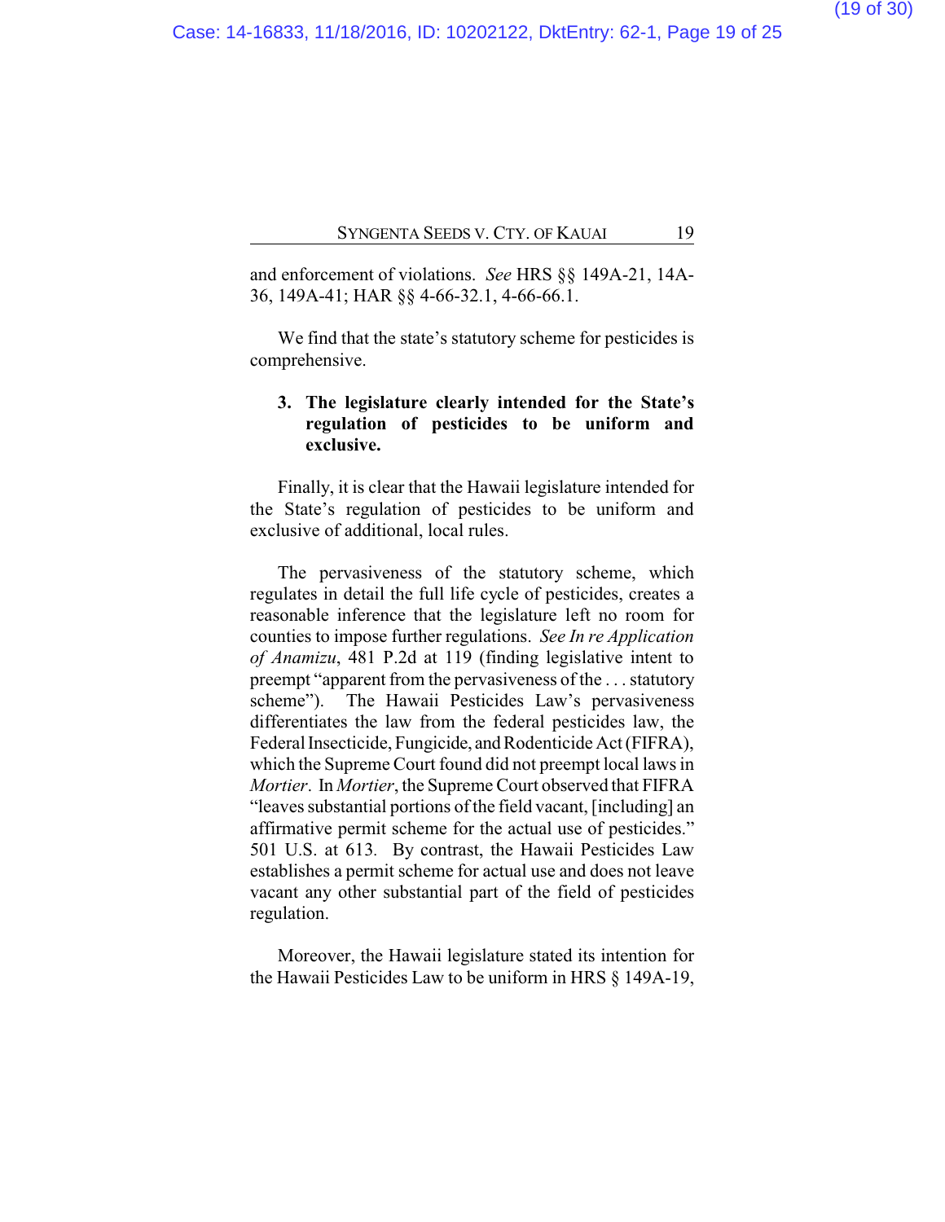and enforcement of violations. *See* HRS §§ 149A-21, 14A-36, 149A-41; HAR §§ 4-66-32.1, 4-66-66.1.

We find that the state's statutory scheme for pesticides is comprehensive.

**3. The legislature clearly intended for the State's regulation of pesticides to be uniform and exclusive.**

Finally, it is clear that the Hawaii legislature intended for the State's regulation of pesticides to be uniform and exclusive of additional, local rules.

The pervasiveness of the statutory scheme, which regulates in detail the full life cycle of pesticides, creates a reasonable inference that the legislature left no room for counties to impose further regulations. *See In re Application of Anamizu*, 481 P.2d at 119 (finding legislative intent to preempt "apparent from the pervasiveness of the . . . statutory scheme"). The Hawaii Pesticides Law's pervasiveness differentiates the law from the federal pesticides law, the Federal Insecticide, Fungicide, and Rodenticide Act (FIFRA), which the Supreme Court found did not preempt local laws in *Mortier*. In *Mortier*, the Supreme Court observed that FIFRA "leaves substantial portions of the field vacant, [including] an affirmative permit scheme for the actual use of pesticides." 501 U.S. at 613. By contrast, the Hawaii Pesticides Law establishes a permit scheme for actual use and does not leave vacant any other substantial part of the field of pesticides regulation.

Moreover, the Hawaii legislature stated its intention for the Hawaii Pesticides Law to be uniform in HRS § 149A-19,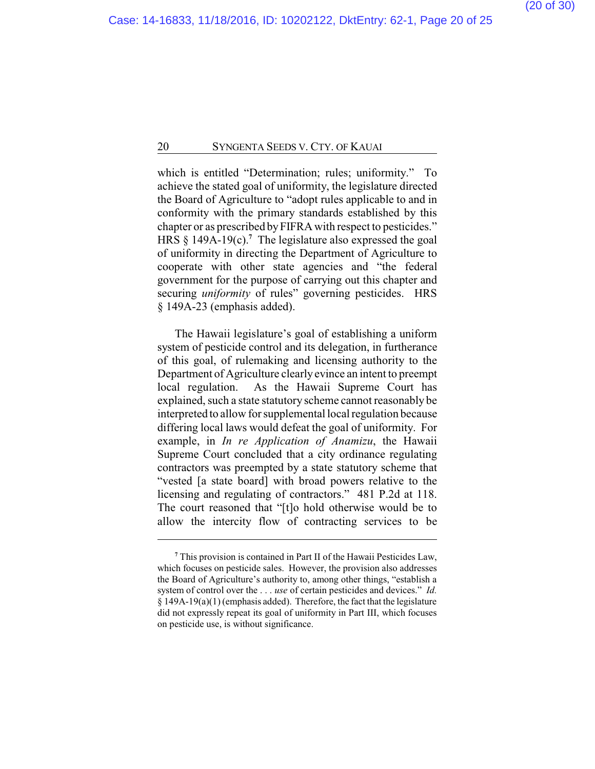which is entitled "Determination; rules; uniformity." To achieve the stated goal of uniformity, the legislature directed the Board of Agriculture to "adopt rules applicable to and in conformity with the primary standards established by this chapter or as prescribed by FIFRA with respect to pesticides." HRS § 149A-19(c).[7] The legislature also expressed the goal of uniformity in directing the Department of Agriculture to cooperate with other state agencies and "the federal government for the purpose of carrying out this chapter and securing *uniformity* of rules" governing pesticides. HRS § 149A-23 (emphasis added).

The Hawaii legislature's goal of establishing a uniform system of pesticide control and its delegation, in furtherance of this goal, of rulemaking and licensing authority to the Department of Agriculture clearly evince an intent to preempt local regulation. As the Hawaii Supreme Court has explained, such a state statutory scheme cannot reasonably be interpreted to allow for supplemental local regulation because differing local laws would defeat the goal of uniformity. For example, in *In re Application of Anamizu*, the Hawaii Supreme Court concluded that a city ordinance regulating contractors was preempted by a state statutory scheme that "vested [a state board] with broad powers relative to the licensing and regulating of contractors." 481 P.2d at 118. The court reasoned that "[t]o hold otherwise would be to allow the intercity flow of contracting services to be

---

[7] This provision is contained in Part II of the Hawaii Pesticides Law, which focuses on pesticide sales. However, the provision also addresses the Board of Agriculture's authority to, among other things, "establish a system of control over the . . . *use* of certain pesticides and devices." *Id.* § 149A-19(a)(1) (emphasis added). Therefore, the fact that the legislature did not expressly repeat its goal of uniformity in Part III, which focuses on pesticide use, is without significance.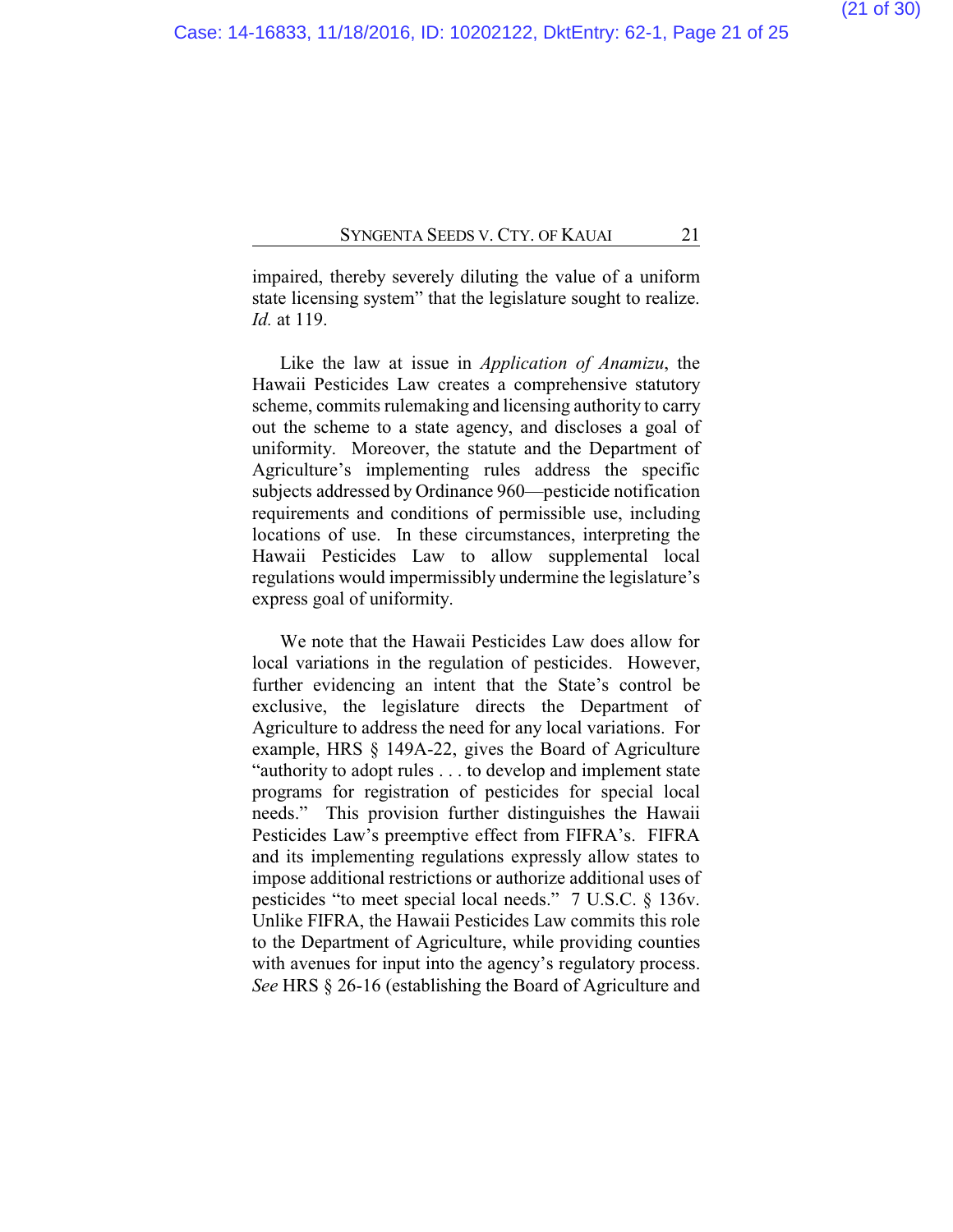impaired, thereby severely diluting the value of a uniform state licensing system" that the legislature sought to realize. *Id.* at 119.

Like the law at issue in *Application of Anamizu*, the Hawaii Pesticides Law creates a comprehensive statutory scheme, commits rulemaking and licensing authority to carry out the scheme to a state agency, and discloses a goal of uniformity. Moreover, the statute and the Department of Agriculture's implementing rules address the specific subjects addressed by Ordinance 960—pesticide notification requirements and conditions of permissible use, including locations of use. In these circumstances, interpreting the Hawaii Pesticides Law to allow supplemental local regulations would impermissibly undermine the legislature's express goal of uniformity.

We note that the Hawaii Pesticides Law does allow for local variations in the regulation of pesticides. However, further evidencing an intent that the State's control be exclusive, the legislature directs the Department of Agriculture to address the need for any local variations. For example, HRS § 149A-22, gives the Board of Agriculture "authority to adopt rules . . . to develop and implement state programs for registration of pesticides for special local needs." This provision further distinguishes the Hawaii Pesticides Law's preemptive effect from FIFRA's. FIFRA and its implementing regulations expressly allow states to impose additional restrictions or authorize additional uses of pesticides "to meet special local needs." 7 U.S.C. § 136v. Unlike FIFRA, the Hawaii Pesticides Law commits this role to the Department of Agriculture, while providing counties with avenues for input into the agency's regulatory process. *See* HRS § 26-16 (establishing the Board of Agriculture and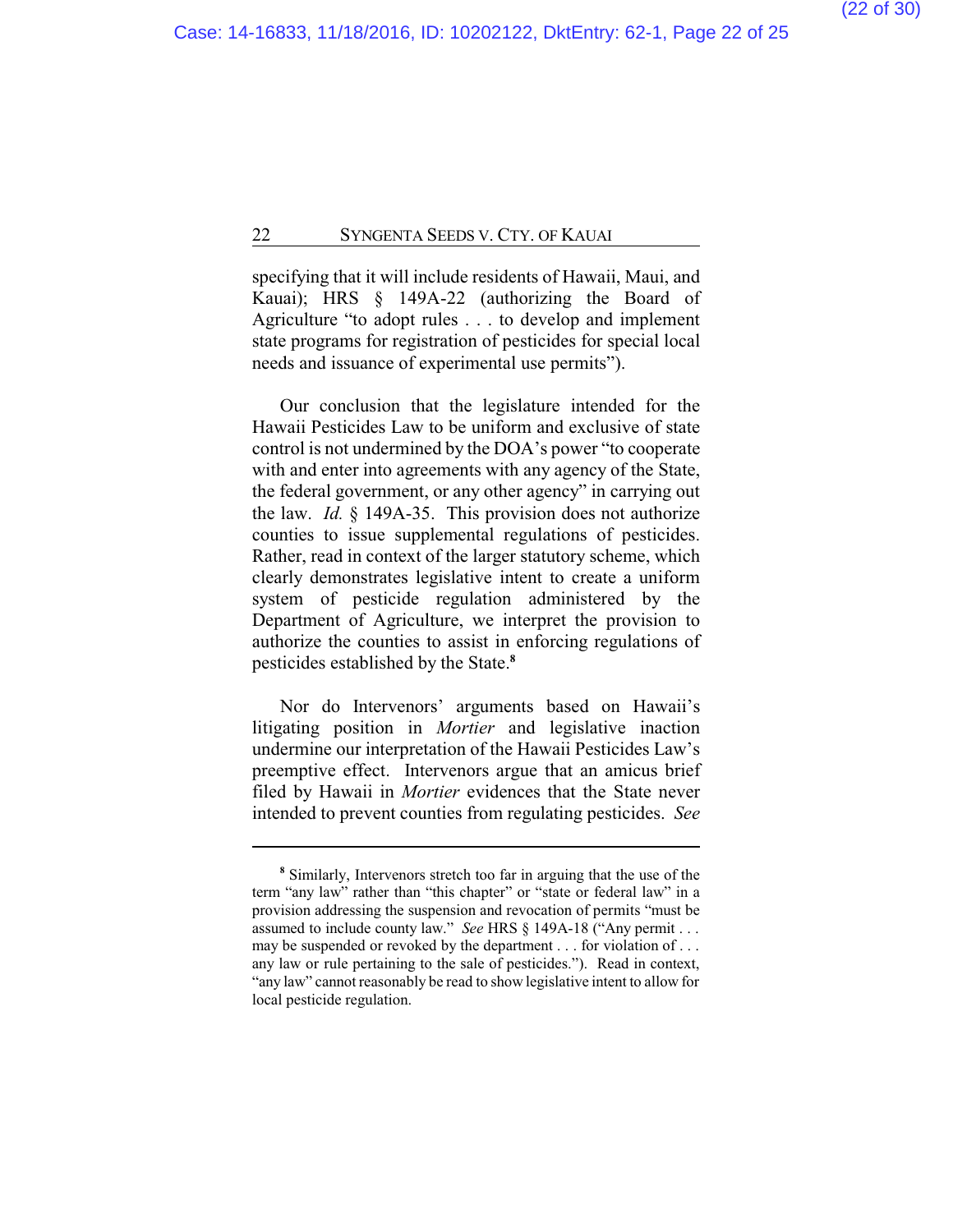specifying that it will include residents of Hawaii, Maui, and Kauai); HRS § 149A-22 (authorizing the Board of Agriculture "to adopt rules . . . to develop and implement state programs for registration of pesticides for special local needs and issuance of experimental use permits").

Our conclusion that the legislature intended for the Hawaii Pesticides Law to be uniform and exclusive of state control is not undermined by the DOA's power "to cooperate with and enter into agreements with any agency of the State, the federal government, or any other agency" in carrying out the law. *Id.* § 149A-35. This provision does not authorize counties to issue supplemental regulations of pesticides. Rather, read in context of the larger statutory scheme, which clearly demonstrates legislative intent to create a uniform system of pesticide regulation administered by the Department of Agriculture, we interpret the provision to authorize the counties to assist in enforcing regulations of pesticides established by the State.[8]

Nor do Intervenors' arguments based on Hawaii's litigating position in *Mortier* and legislative inaction undermine our interpretation of the Hawaii Pesticides Law's preemptive effect. Intervenors argue that an amicus brief filed by Hawaii in *Mortier* evidences that the State never intended to prevent counties from regulating pesticides. *See*

---

[8] Similarly, Intervenors stretch too far in arguing that the use of the term "any law" rather than "this chapter" or "state or federal law" in a provision addressing the suspension and revocation of permits "must be assumed to include county law." *See* HRS § 149A-18 ("Any permit . . . may be suspended or revoked by the department . . . for violation of . . . any law or rule pertaining to the sale of pesticides."). Read in context, "any law" cannot reasonably be read to show legislative intent to allow for local pesticide regulation.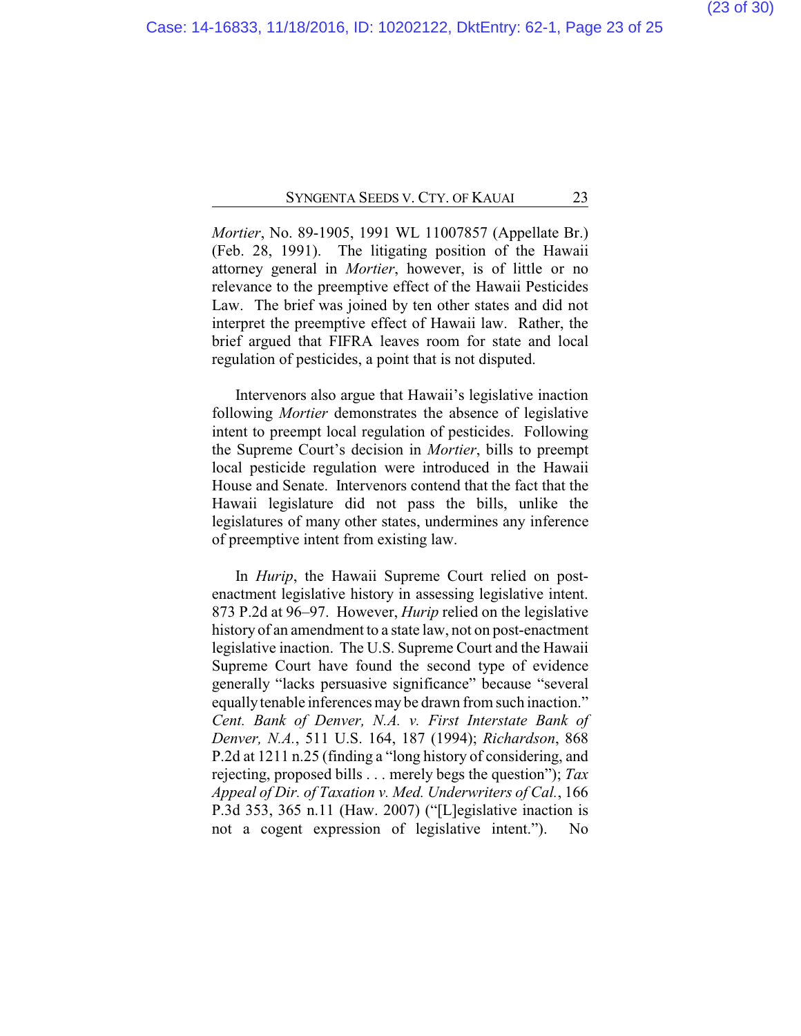*Mortier*, No. 89-1905, 1991 WL 11007857 (Appellate Br.) (Feb. 28, 1991). The litigating position of the Hawaii attorney general in *Mortier*, however, is of little or no relevance to the preemptive effect of the Hawaii Pesticides Law. The brief was joined by ten other states and did not interpret the preemptive effect of Hawaii law. Rather, the brief argued that FIFRA leaves room for state and local regulation of pesticides, a point that is not disputed.

Intervenors also argue that Hawaii's legislative inaction following *Mortier* demonstrates the absence of legislative intent to preempt local regulation of pesticides. Following the Supreme Court's decision in *Mortier*, bills to preempt local pesticide regulation were introduced in the Hawaii House and Senate. Intervenors contend that the fact that the Hawaii legislature did not pass the bills, unlike the legislatures of many other states, undermines any inference of preemptive intent from existing law.

In *Hurip*, the Hawaii Supreme Court relied on post-enactment legislative history in assessing legislative intent. 873 P.2d at 96–97. However, *Hurip* relied on the legislative history of an amendment to a state law, not on post-enactment legislative inaction. The U.S. Supreme Court and the Hawaii Supreme Court have found the second type of evidence generally "lacks persuasive significance" because "several equally tenable inferences may be drawn from such inaction." *Cent. Bank of Denver, N.A. v. First Interstate Bank of Denver, N.A.*, 511 U.S. 164, 187 (1994); *Richardson*, 868 P.2d at 1211 n.25 (finding a "long history of considering, and rejecting, proposed bills . . . merely begs the question"); *Tax Appeal of Dir. of Taxation v. Med. Underwriters of Cal.*, 166 P.3d 353, 365 n.11 (Haw. 2007) ("[L]egislative inaction is not a cogent expression of legislative intent."). No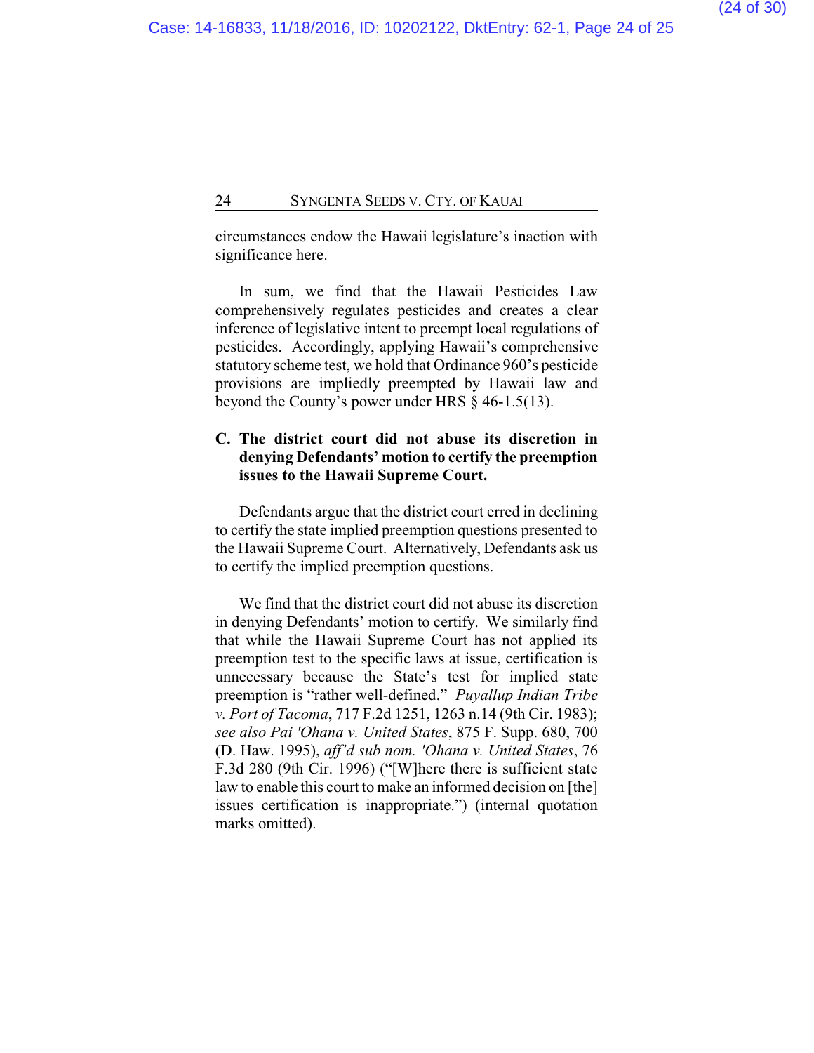circumstances endow the Hawaii legislature's inaction with significance here.

In sum, we find that the Hawaii Pesticides Law comprehensively regulates pesticides and creates a clear inference of legislative intent to preempt local regulations of pesticides. Accordingly, applying Hawaii's comprehensive statutory scheme test, we hold that Ordinance 960's pesticide provisions are impliedly preempted by Hawaii law and beyond the County's power under HRS § 46-1.5(13).

### C. The district court did not abuse its discretion in denying Defendants' motion to certify the preemption issues to the Hawaii Supreme Court.

Defendants argue that the district court erred in declining to certify the state implied preemption questions presented to the Hawaii Supreme Court. Alternatively, Defendants ask us to certify the implied preemption questions.

We find that the district court did not abuse its discretion in denying Defendants' motion to certify. We similarly find that while the Hawaii Supreme Court has not applied its preemption test to the specific laws at issue, certification is unnecessary because the State's test for implied state preemption is "rather well-defined." *Puyallup Indian Tribe v. Port of Tacoma*, 717 F.2d 1251, 1263 n.14 (9th Cir. 1983); *see also Pai 'Ohana v. United States*, 875 F. Supp. 680, 700 (D. Haw. 1995), *aff'd sub nom. 'Ohana v. United States*, 76 F.3d 280 (9th Cir. 1996) ("[W]here there is sufficient state law to enable this court to make an informed decision on [the] issues certification is inappropriate.") (internal quotation marks omitted).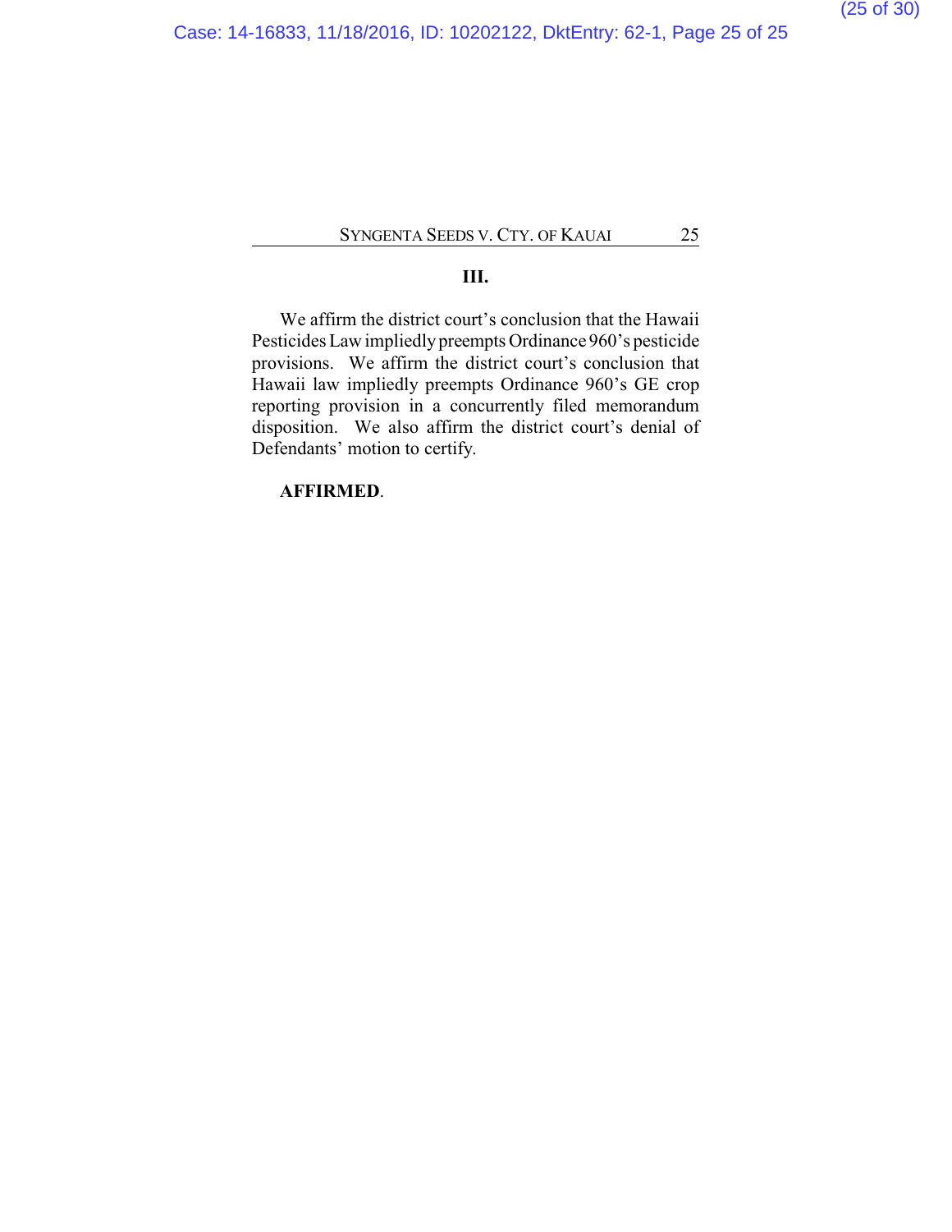## III.

We affirm the district court's conclusion that the Hawaii Pesticides Law impliedly preempts Ordinance 960's pesticide provisions. We affirm the district court's conclusion that Hawaii law impliedly preempts Ordinance 960's GE crop reporting provision in a concurrently filed memorandum disposition. We also affirm the district court's denial of Defendants' motion to certify.

**AFFIRMED**.